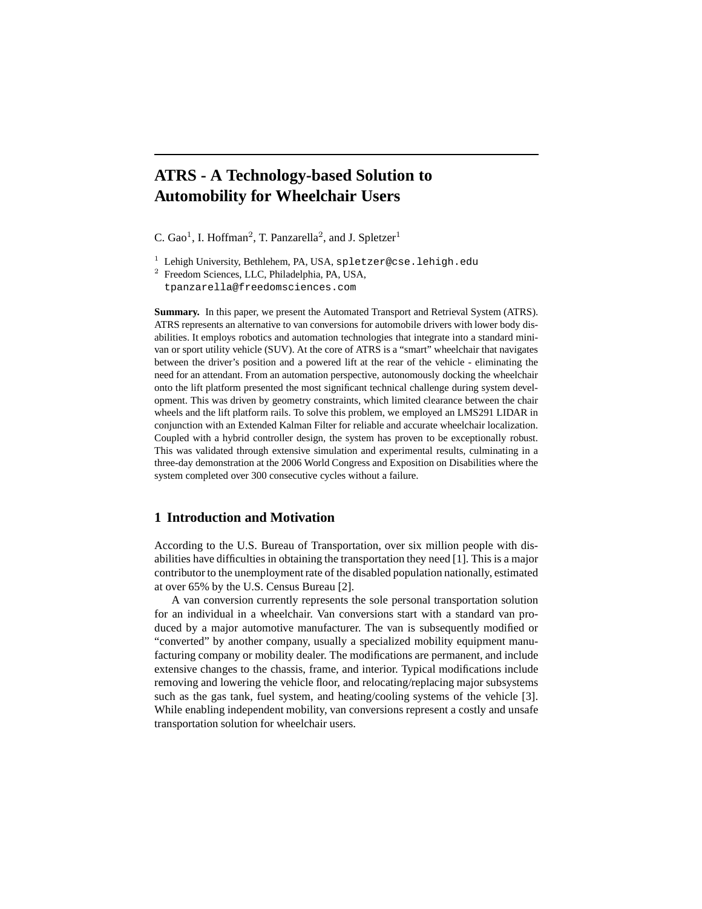# ATRS - A Technology-based Solution to Automobility for Wheelchair Users

C. Gao[1], I. Hoffman[2], T. Panzarella[2], and J. Spletzer[1]

[1] Lehigh University, Bethlehem, PA, USA, spletzer@cse.lehigh.edu
[2] Freedom Sciences, LLC, Philadelphia, PA, USA, tpanzarella@freedomsciences.com

**Summary.** In this paper, we present the Automated Transport and Retrieval System (ATRS). ATRS represents an alternative to van conversions for automobile drivers with lower body disabilities. It employs robotics and automation technologies that integrate into a standard minivan or sport utility vehicle (SUV). At the core of ATRS is a "smart" wheelchair that navigates between the driver's position and a powered lift at the rear of the vehicle - eliminating the need for an attendant. From an automation perspective, autonomously docking the wheelchair onto the lift platform presented the most significant technical challenge during system development. This was driven by geometry constraints, which limited clearance between the chair wheels and the lift platform rails. To solve this problem, we employed an LMS291 LIDAR in conjunction with an Extended Kalman Filter for reliable and accurate wheelchair localization. Coupled with a hybrid controller design, the system has proven to be exceptionally robust. This was validated through extensive simulation and experimental results, culminating in a three-day demonstration at the 2006 World Congress and Exposition on Disabilities where the system completed over 300 consecutive cycles without a failure.

## 1 Introduction and Motivation

According to the U.S. Bureau of Transportation, over six million people with disabilities have difficulties in obtaining the transportation they need [1]. This is a major contributor to the unemployment rate of the disabled population nationally, estimated at over 65% by the U.S. Census Bureau [2].

A van conversion currently represents the sole personal transportation solution for an individual in a wheelchair. Van conversions start with a standard van produced by a major automotive manufacturer. The van is subsequently modified or "converted" by another company, usually a specialized mobility equipment manufacturing company or mobility dealer. The modifications are permanent, and include extensive changes to the chassis, frame, and interior. Typical modifications include removing and lowering the vehicle floor, and relocating/replacing major subsystems such as the gas tank, fuel system, and heating/cooling systems of the vehicle [3]. While enabling independent mobility, van conversions represent a costly and unsafe transportation solution for wheelchair users.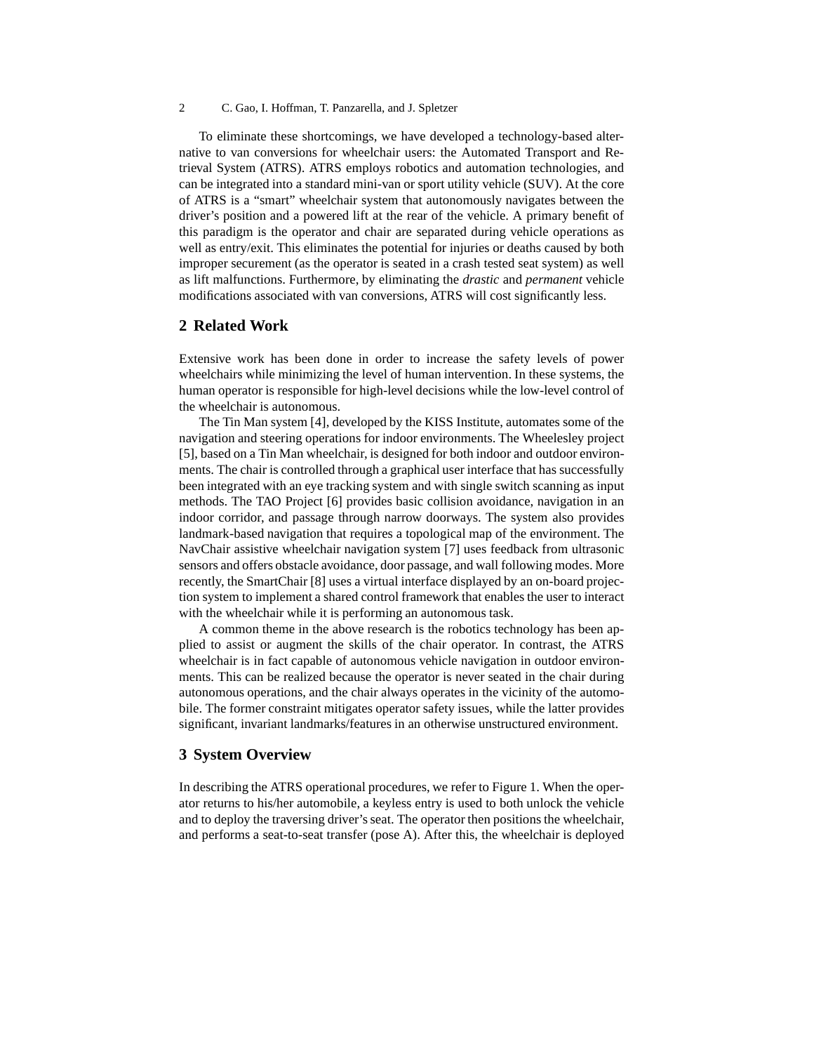To eliminate these shortcomings, we have developed a technology-based alternative to van conversions for wheelchair users: the Automated Transport and Retrieval System (ATRS). ATRS employs robotics and automation technologies, and can be integrated into a standard mini-van or sport utility vehicle (SUV). At the core of ATRS is a "smart" wheelchair system that autonomously navigates between the driver's position and a powered lift at the rear of the vehicle. A primary benefit of this paradigm is the operator and chair are separated during vehicle operations as well as entry/exit. This eliminates the potential for injuries or deaths caused by both improper securement (as the operator is seated in a crash tested seat system) as well as lift malfunctions. Furthermore, by eliminating the *drastic* and *permanent* vehicle modifications associated with van conversions, ATRS will cost significantly less.

## 2 Related Work

Extensive work has been done in order to increase the safety levels of power wheelchairs while minimizing the level of human intervention. In these systems, the human operator is responsible for high-level decisions while the low-level control of the wheelchair is autonomous.

The Tin Man system [4], developed by the KISS Institute, automates some of the navigation and steering operations for indoor environments. The Wheelesley project [5], based on a Tin Man wheelchair, is designed for both indoor and outdoor environments. The chair is controlled through a graphical user interface that has successfully been integrated with an eye tracking system and with single switch scanning as input methods. The TAO Project [6] provides basic collision avoidance, navigation in an indoor corridor, and passage through narrow doorways. The system also provides landmark-based navigation that requires a topological map of the environment. The NavChair assistive wheelchair navigation system [7] uses feedback from ultrasonic sensors and offers obstacle avoidance, door passage, and wall following modes. More recently, the SmartChair [8] uses a virtual interface displayed by an on-board projection system to implement a shared control framework that enables the user to interact with the wheelchair while it is performing an autonomous task.

A common theme in the above research is the robotics technology has been applied to assist or augment the skills of the chair operator. In contrast, the ATRS wheelchair is in fact capable of autonomous vehicle navigation in outdoor environments. This can be realized because the operator is never seated in the chair during autonomous operations, and the chair always operates in the vicinity of the automobile. The former constraint mitigates operator safety issues, while the latter provides significant, invariant landmarks/features in an otherwise unstructured environment.

## 3 System Overview

In describing the ATRS operational procedures, we refer to Figure 1. When the operator returns to his/her automobile, a keyless entry is used to both unlock the vehicle and to deploy the traversing driver's seat. The operator then positions the wheelchair, and performs a seat-to-seat transfer (pose A). After this, the wheelchair is deployed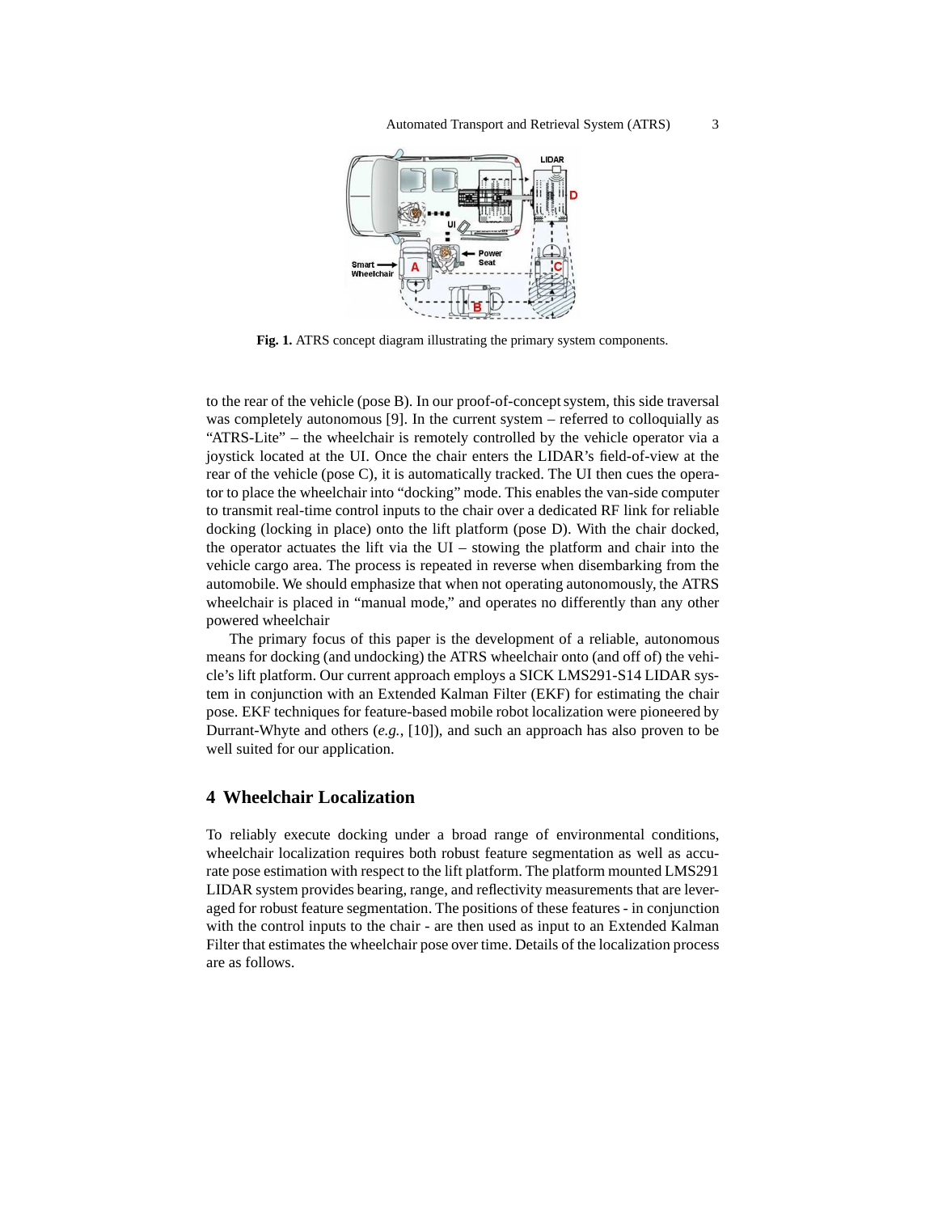Fig. 1. ATRS concept diagram illustrating the primary system components.

to the rear of the vehicle (pose B). In our proof-of-concept system, this side traversal was completely autonomous [9]. In the current system – referred to colloquially as “ATRS-Lite” – the wheelchair is remotely controlled by the vehicle operator via a joystick located at the UI. Once the chair enters the LIDAR’s field-of-view at the rear of the vehicle (pose C), it is automatically tracked. The UI then cues the operator to place the wheelchair into “docking” mode. This enables the van-side computer to transmit real-time control inputs to the chair over a dedicated RF link for reliable docking (locking in place) onto the lift platform (pose D). With the chair docked, the operator actuates the lift via the UI – stowing the platform and chair into the vehicle cargo area. The process is repeated in reverse when disembarking from the automobile. We should emphasize that when not operating autonomously, the ATRS wheelchair is placed in “manual mode,” and operates no differently than any other powered wheelchair

The primary focus of this paper is the development of a reliable, autonomous means for docking (and undocking) the ATRS wheelchair onto (and off of) the vehicle’s lift platform. Our current approach employs a SICK LMS291-S14 LIDAR system in conjunction with an Extended Kalman Filter (EKF) for estimating the chair pose. EKF techniques for feature-based mobile robot localization were pioneered by Durrant-Whyte and others (*e.g.*, [10]), and such an approach has also proven to be well suited for our application.

## 4 Wheelchair Localization

To reliably execute docking under a broad range of environmental conditions, wheelchair localization requires both robust feature segmentation as well as accurate pose estimation with respect to the lift platform. The platform mounted LMS291 LIDAR system provides bearing, range, and reflectivity measurements that are leveraged for robust feature segmentation. The positions of these features - in conjunction with the control inputs to the chair - are then used as input to an Extended Kalman Filter that estimates the wheelchair pose over time. Details of the localization process are as follows.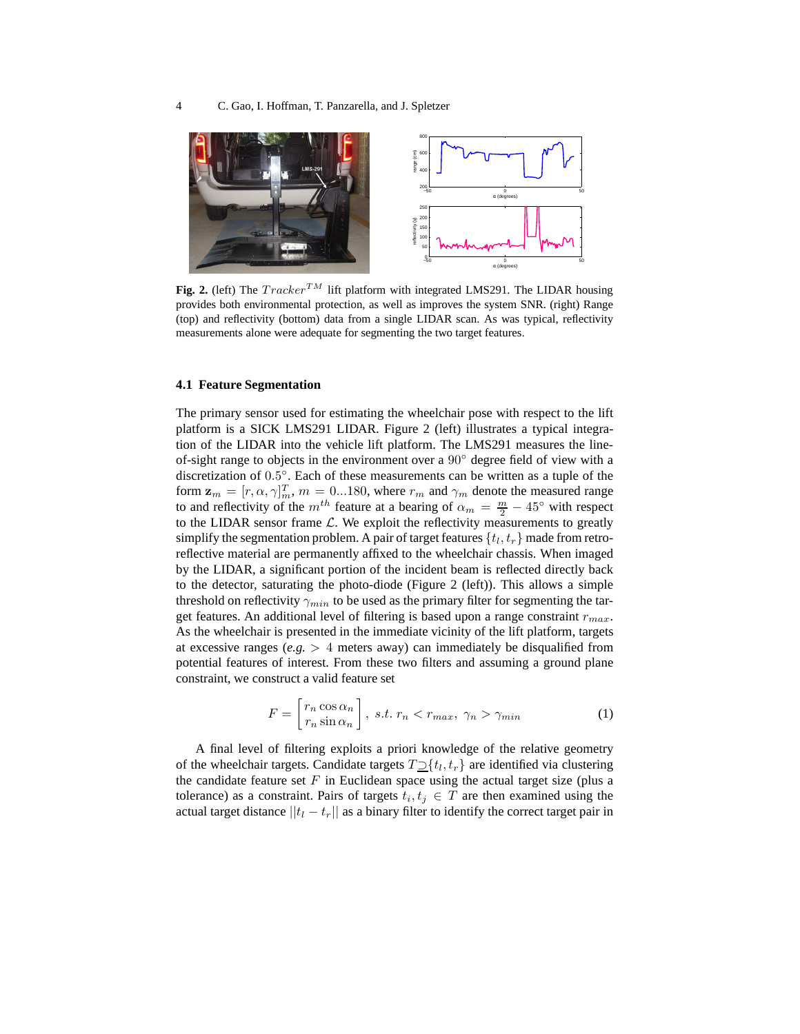**Fig. 2.** (left) The $Tracker^{TM}$ lift platform with integrated LMS291. The LIDAR housing provides both environmental protection, as well as improves the system SNR. (right) Range (top) and reflectivity (bottom) data from a single LIDAR scan. As was typical, reflectivity measurements alone were adequate for segmenting the two target features.

### 4.1 Feature Segmentation

The primary sensor used for estimating the wheelchair pose with respect to the lift platform is a SICK LMS291 LIDAR. Figure 2 (left) illustrates a typical integration of the LIDAR into the vehicle lift platform. The LMS291 measures the line-of-sight range to objects in the environment over a $90°$ degree field of view with a discretization of $0.5°$. Each of these measurements can be written as a tuple of the form $\mathbf{z}_m = [r, \alpha, \gamma]_m^T$, $m = 0...180$, where $r_m$ and $\gamma_m$ denote the measured range to and reflectivity of the $m^{th}$ feature at a bearing of $\alpha_m = \frac{m}{2} - 45°$ with respect to the LIDAR sensor frame $\mathcal{L}$. We exploit the reflectivity measurements to greatly simplify the segmentation problem. A pair of target features $\{t_l, t_r\}$ made from retro-reflective material are permanently affixed to the wheelchair chassis. When imaged by the LIDAR, a significant portion of the incident beam is reflected directly back to the detector, saturating the photo-diode (Figure 2 (left)). This allows a simple threshold on reflectivity $\gamma_{min}$ to be used as the primary filter for segmenting the target features. An additional level of filtering is based upon a range constraint $r_{max}$. As the wheelchair is presented in the immediate vicinity of the lift platform, targets at excessive ranges (*e.g.* $> 4$ meters away) can immediately be disqualified from potential features of interest. From these two filters and assuming a ground plane constraint, we construct a valid feature set

$$F = \begin{bmatrix} r_n \cos \alpha_n \\ r_n \sin \alpha_n \end{bmatrix}, \; s.t. \; r_n < r_{max}, \; \gamma_n > \gamma_{min} \tag{1}$$

A final level of filtering exploits a priori knowledge of the relative geometry of the wheelchair targets. Candidate targets $T \supseteq \{t_l, t_r\}$ are identified via clustering the candidate feature set $F$ in Euclidean space using the actual target size (plus a tolerance) as a constraint. Pairs of targets $t_i, t_j \in T$ are then examined using the actual target distance $||t_l - t_r||$ as a binary filter to identify the correct target pair in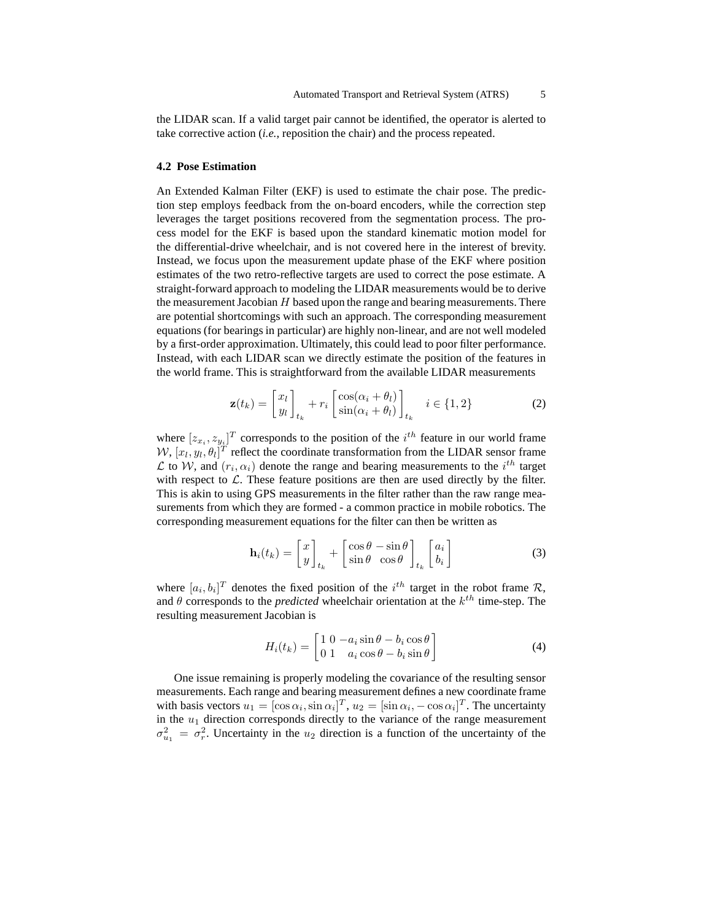the LIDAR scan. If a valid target pair cannot be identified, the operator is alerted to take corrective action (*i.e.*, reposition the chair) and the process repeated.

### 4.2 Pose Estimation

An Extended Kalman Filter (EKF) is used to estimate the chair pose. The prediction step employs feedback from the on-board encoders, while the correction step leverages the target positions recovered from the segmentation process. The process model for the EKF is based upon the standard kinematic motion model for the differential-drive wheelchair, and is not covered here in the interest of brevity. Instead, we focus upon the measurement update phase of the EKF where position estimates of the two retro-reflective targets are used to correct the pose estimate. A straight-forward approach to modeling the LIDAR measurements would be to derive the measurement Jacobian $H$ based upon the range and bearing measurements. There are potential shortcomings with such an approach. The corresponding measurement equations (for bearings in particular) are highly non-linear, and are not well modeled by a first-order approximation. Ultimately, this could lead to poor filter performance. Instead, with each LIDAR scan we directly estimate the position of the features in the world frame. This is straightforward from the available LIDAR measurements

$$\mathbf{z}(t_k) = \begin{bmatrix} x_l \\ y_l \end{bmatrix}_{t_k} + r_i \begin{bmatrix} \cos(\alpha_i + \theta_l) \\ \sin(\alpha_i + \theta_l) \end{bmatrix}_{t_k} \quad i \in \{1, 2\} \tag{2}$$

where $[z_{x_i}, z_{y_i}]^T$ corresponds to the position of the $i^{th}$ feature in our world frame $\mathcal{W}$, $[x_l, y_l, \theta_l]^T$ reflect the coordinate transformation from the LIDAR sensor frame $\mathcal{L}$ to $\mathcal{W}$, and $(r_i, \alpha_i)$ denote the range and bearing measurements to the $i^{th}$ target with respect to $\mathcal{L}$. These feature positions are then are used directly by the filter. This is akin to using GPS measurements in the filter rather than the raw range measurements from which they are formed - a common practice in mobile robotics. The corresponding measurement equations for the filter can then be written as

$$\mathbf{h}_i(t_k) = \begin{bmatrix} x \\ y \end{bmatrix}_{t_k} + \begin{bmatrix} \cos\theta & -\sin\theta \\ \sin\theta & \cos\theta \end{bmatrix}_{t_k} \begin{bmatrix} a_i \\ b_i \end{bmatrix} \tag{3}$$

where $[a_i, b_i]^T$ denotes the fixed position of the $i^{th}$ target in the robot frame $\mathcal{R}$, and $\theta$ corresponds to the *predicted* wheelchair orientation at the $k^{th}$ time-step. The resulting measurement Jacobian is

$$H_i(t_k) = \begin{bmatrix} 1 & 0 & -a_i \sin\theta - b_i \cos\theta \\ 0 & 1 & a_i \cos\theta - b_i \sin\theta \end{bmatrix} \tag{4}$$

One issue remaining is properly modeling the covariance of the resulting sensor measurements. Each range and bearing measurement defines a new coordinate frame with basis vectors $u_1 = [\cos\alpha_i, \sin\alpha_i]^T$, $u_2 = [\sin\alpha_i, -\cos\alpha_i]^T$. The uncertainty in the $u_1$ direction corresponds directly to the variance of the range measurement $\sigma^2_{u_1} = \sigma^2_r$. Uncertainty in the $u_2$ direction is a function of the uncertainty of the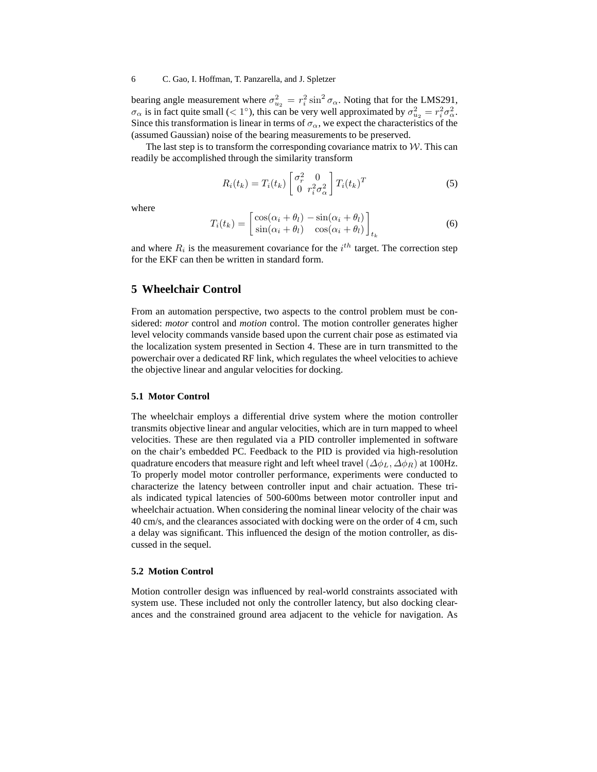bearing angle measurement where $\sigma_{u_2}^2 = r_i^2 \sin^2 \sigma_\alpha$. Noting that for the LMS291, $\sigma_\alpha$ is in fact quite small ($< 1^\circ$), this can be very well approximated by $\sigma_{u_2}^2 = r_i^2 \sigma_\alpha^2$. Since this transformation is linear in terms of $\sigma_\alpha$, we expect the characteristics of the (assumed Gaussian) noise of the bearing measurements to be preserved.

The last step is to transform the corresponding covariance matrix to $\mathcal{W}$. This can readily be accomplished through the similarity transform

$$R_i(t_k) = T_i(t_k) \begin{bmatrix} \sigma_r^2 & 0 \\ 0 & r_i^2 \sigma_\alpha^2 \end{bmatrix} T_i(t_k)^T \tag{5}$$

where

$$T_i(t_k) = \begin{bmatrix} \cos(\alpha_i + \theta_l) & -\sin(\alpha_i + \theta_l) \\ \sin(\alpha_i + \theta_l) & \cos(\alpha_i + \theta_l) \end{bmatrix}_{t_k} \tag{6}$$

and where $R_i$ is the measurement covariance for the $i^{th}$ target. The correction step for the EKF can then be written in standard form.

## 5 Wheelchair Control

From an automation perspective, two aspects to the control problem must be considered: *motor* control and *motion* control. The motion controller generates higher level velocity commands vanside based upon the current chair pose as estimated via the localization system presented in Section 4. These are in turn transmitted to the powerchair over a dedicated RF link, which regulates the wheel velocities to achieve the objective linear and angular velocities for docking.

### 5.1 Motor Control

The wheelchair employs a differential drive system where the motion controller transmits objective linear and angular velocities, which are in turn mapped to wheel velocities. These are then regulated via a PID controller implemented in software on the chair's embedded PC. Feedback to the PID is provided via high-resolution quadrature encoders that measure right and left wheel travel $(\Delta\phi_L, \Delta\phi_R)$ at 100Hz. To properly model motor controller performance, experiments were conducted to characterize the latency between controller input and chair actuation. These trials indicated typical latencies of 500-600ms between motor controller input and wheelchair actuation. When considering the nominal linear velocity of the chair was 40 cm/s, and the clearances associated with docking were on the order of 4 cm, such a delay was significant. This influenced the design of the motion controller, as discussed in the sequel.

### 5.2 Motion Control

Motion controller design was influenced by real-world constraints associated with system use. These included not only the controller latency, but also docking clearances and the constrained ground area adjacent to the vehicle for navigation. As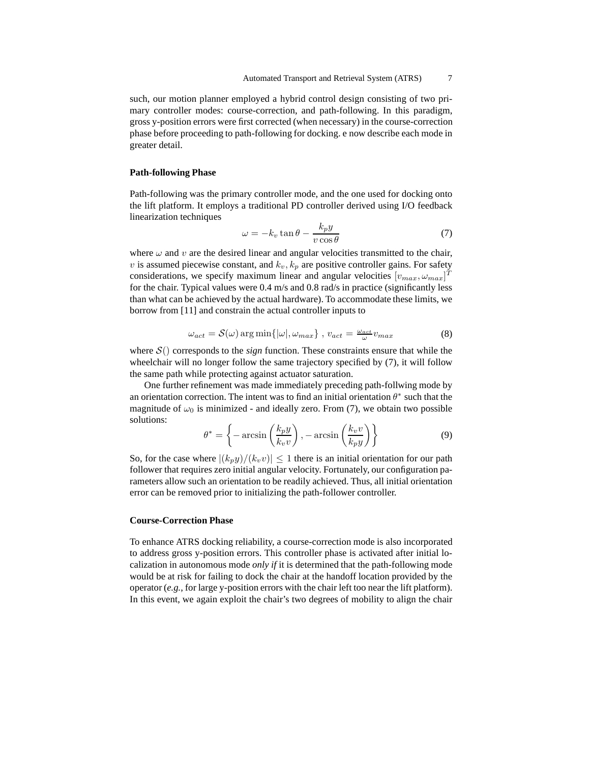such, our motion planner employed a hybrid control design consisting of two primary controller modes: course-correction, and path-following. In this paradigm, gross y-position errors were first corrected (when necessary) in the course-correction phase before proceeding to path-following for docking. e now describe each mode in greater detail.

**Path-following Phase**

Path-following was the primary controller mode, and the one used for docking onto the lift platform. It employs a traditional PD controller derived using I/O feedback linearization techniques

$$\omega = -k_v \tan\theta - \frac{k_p y}{v \cos\theta} \tag{7}$$

where $\omega$ and $v$ are the desired linear and angular velocities transmitted to the chair, $v$ is assumed piecewise constant, and $k_v, k_p$ are positive controller gains. For safety considerations, we specify maximum linear and angular velocities $[v_{max}, \omega_{max}]^T$ for the chair. Typical values were 0.4 m/s and 0.8 rad/s in practice (significantly less than what can be achieved by the actual hardware). To accommodate these limits, we borrow from [11] and constrain the actual controller inputs to

$$\omega_{act} = \mathcal{S}(\omega) \arg\min\{|\omega|, \omega_{max}\} \; , \; v_{act} = \tfrac{\omega_{act}}{\omega} v_{max} \tag{8}$$

where $\mathcal{S}()$ corresponds to the *sign* function. These constraints ensure that while the wheelchair will no longer follow the same trajectory specified by (7), it will follow the same path while protecting against actuator saturation.

One further refinement was made immediately preceding path-follwing mode by an orientation correction. The intent was to find an initial orientation $\theta^*$ such that the magnitude of $\omega_0$ is minimized - and ideally zero. From (7), we obtain two possible solutions:

$$\theta^* = \left\{ -\arcsin\left(\frac{k_p y}{k_v v}\right), -\arcsin\left(\frac{k_v v}{k_p y}\right) \right\} \tag{9}$$

So, for the case where $|(k_p y)/(k_v v)| \leq 1$ there is an initial orientation for our path follower that requires zero initial angular velocity. Fortunately, our configuration parameters allow such an orientation to be readily achieved. Thus, all initial orientation error can be removed prior to initializing the path-follower controller.

**Course-Correction Phase**

To enhance ATRS docking reliability, a course-correction mode is also incorporated to address gross y-position errors. This controller phase is activated after initial localization in autonomous mode *only if* it is determined that the path-following mode would be at risk for failing to dock the chair at the handoff location provided by the operator (*e.g.*, for large y-position errors with the chair left too near the lift platform). In this event, we again exploit the chair's two degrees of mobility to align the chair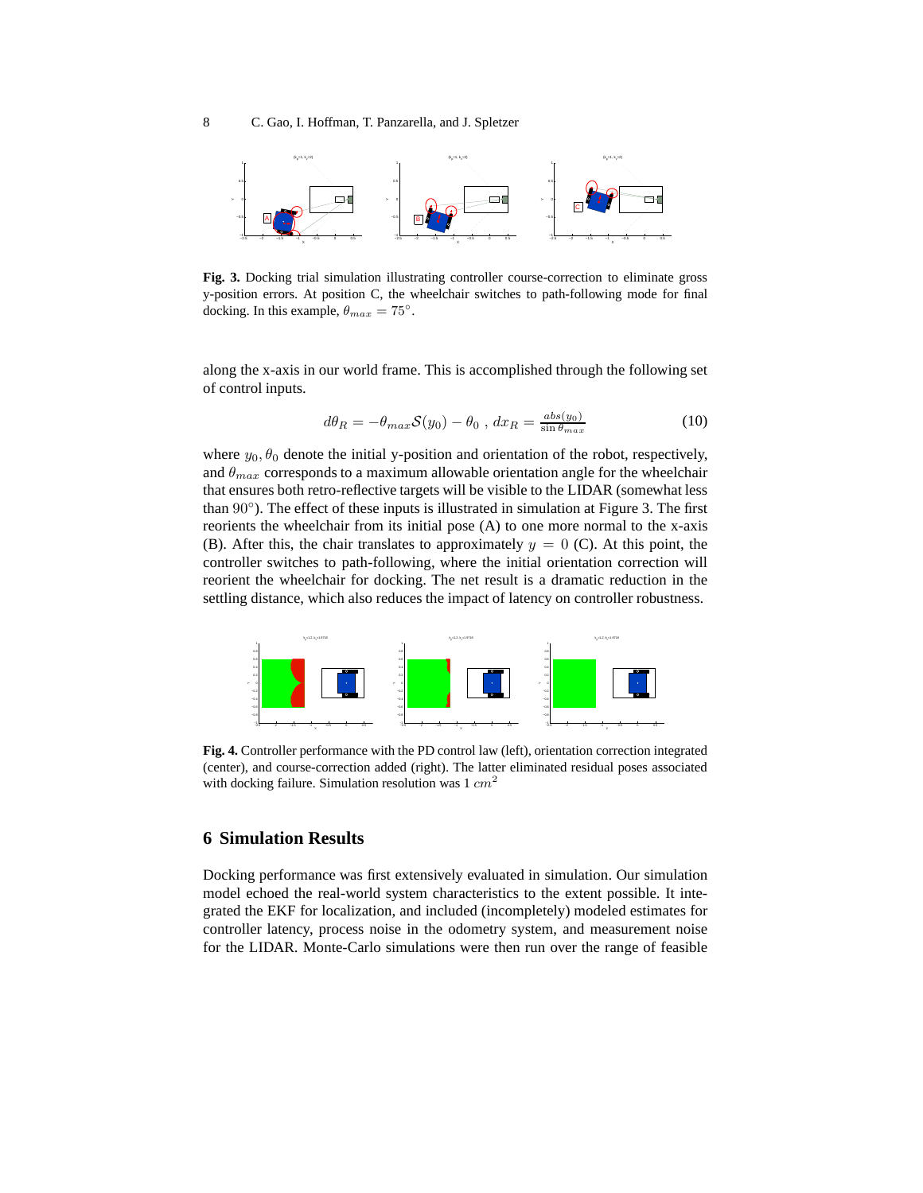**Fig. 3.** Docking trial simulation illustrating controller course-correction to eliminate gross y-position errors. At position C, the wheelchair switches to path-following mode for final docking. In this example, $\theta_{max} = 75°$.

along the x-axis in our world frame. This is accomplished through the following set of control inputs.

$$d\theta_R = -\theta_{max}\mathcal{S}(y_0) - \theta_0 \ , \ dx_R = \frac{abs(y_0)}{\sin\theta_{max}} \tag{10}$$

where $y_0, \theta_0$ denote the initial y-position and orientation of the robot, respectively, and $\theta_{max}$ corresponds to a maximum allowable orientation angle for the wheelchair that ensures both retro-reflective targets will be visible to the LIDAR (somewhat less than $90°$). The effect of these inputs is illustrated in simulation at Figure 3. The first reorients the wheelchair from its initial pose (A) to one more normal to the x-axis (B). After this, the chair translates to approximately $y = 0$ (C). At this point, the controller switches to path-following, where the initial orientation correction will reorient the wheelchair for docking. The net result is a dramatic reduction in the settling distance, which also reduces the impact of latency on controller robustness.

**Fig. 4.** Controller performance with the PD control law (left), orientation correction integrated (center), and course-correction added (right). The latter eliminated residual poses associated with docking failure. Simulation resolution was 1 $cm^2$

## 6 Simulation Results

Docking performance was first extensively evaluated in simulation. Our simulation model echoed the real-world system characteristics to the extent possible. It integrated the EKF for localization, and included (incompletely) modeled estimates for controller latency, process noise in the odometry system, and measurement noise for the LIDAR. Monte-Carlo simulations were then run over the range of feasible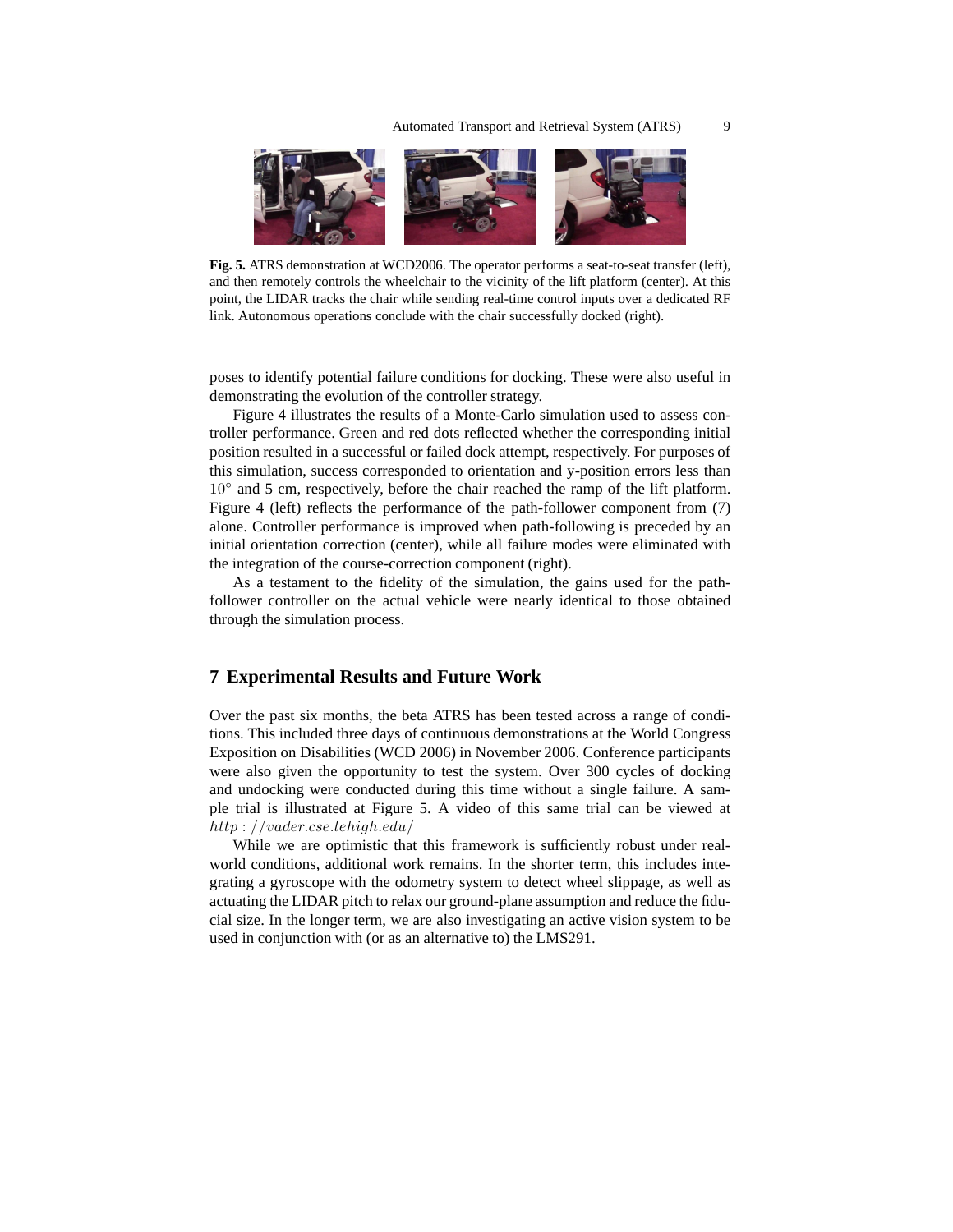Fig. 5. ATRS demonstration at WCD2006. The operator performs a seat-to-seat transfer (left), and then remotely controls the wheelchair to the vicinity of the lift platform (center). At this point, the LIDAR tracks the chair while sending real-time control inputs over a dedicated RF link. Autonomous operations conclude with the chair successfully docked (right).

poses to identify potential failure conditions for docking. These were also useful in demonstrating the evolution of the controller strategy.

Figure 4 illustrates the results of a Monte-Carlo simulation used to assess controller performance. Green and red dots reflected whether the corresponding initial position resulted in a successful or failed dock attempt, respectively. For purposes of this simulation, success corresponded to orientation and y-position errors less than $10^\circ$ and 5 cm, respectively, before the chair reached the ramp of the lift platform. Figure 4 (left) reflects the performance of the path-follower component from (7) alone. Controller performance is improved when path-following is preceded by an initial orientation correction (center), while all failure modes were eliminated with the integration of the course-correction component (right).

As a testament to the fidelity of the simulation, the gains used for the path-follower controller on the actual vehicle were nearly identical to those obtained through the simulation process.

## 7 Experimental Results and Future Work

Over the past six months, the beta ATRS has been tested across a range of conditions. This included three days of continuous demonstrations at the World Congress Exposition on Disabilities (WCD 2006) in November 2006. Conference participants were also given the opportunity to test the system. Over 300 cycles of docking and undocking were conducted during this time without a single failure. A sample trial is illustrated at Figure 5. A video of this same trial can be viewed at *http://vader.cse.lehigh.edu/*

While we are optimistic that this framework is sufficiently robust under real-world conditions, additional work remains. In the shorter term, this includes integrating a gyroscope with the odometry system to detect wheel slippage, as well as actuating the LIDAR pitch to relax our ground-plane assumption and reduce the fiducial size. In the longer term, we are also investigating an active vision system to be used in conjunction with (or as an alternative to) the LMS291.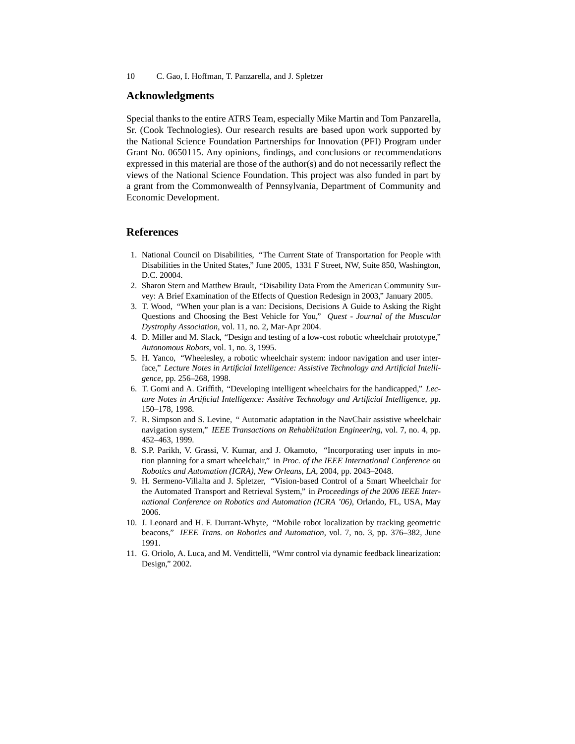## Acknowledgments

Special thanks to the entire ATRS Team, especially Mike Martin and Tom Panzarella, Sr. (Cook Technologies). Our research results are based upon work supported by the National Science Foundation Partnerships for Innovation (PFI) Program under Grant No. 0650115. Any opinions, findings, and conclusions or recommendations expressed in this material are those of the author(s) and do not necessarily reflect the views of the National Science Foundation. This project was also funded in part by a grant from the Commonwealth of Pennsylvania, Department of Community and Economic Development.

## References

1. National Council on Disabilities, "The Current State of Transportation for People with Disabilities in the United States," June 2005, 1331 F Street, NW, Suite 850, Washington, D.C. 20004.
2. Sharon Stern and Matthew Brault, "Disability Data From the American Community Survey: A Brief Examination of the Effects of Question Redesign in 2003," January 2005.
3. T. Wood, "When your plan is a van: Decisions, Decisions A Guide to Asking the Right Questions and Choosing the Best Vehicle for You," *Quest - Journal of the Muscular Dystrophy Association*, vol. 11, no. 2, Mar-Apr 2004.
4. D. Miller and M. Slack, "Design and testing of a low-cost robotic wheelchair prototype," *Autonomous Robots*, vol. 1, no. 3, 1995.
5. H. Yanco, "Wheelesley, a robotic wheelchair system: indoor navigation and user interface," *Lecture Notes in Artificial Intelligence: Assistive Technology and Artificial Intelligence*, pp. 256–268, 1998.
6. T. Gomi and A. Griffith, "Developing intelligent wheelchairs for the handicapped," *Lecture Notes in Artificial Intelligence: Assitive Technology and Artificial Intelligence*, pp. 150–178, 1998.
7. R. Simpson and S. Levine, " Automatic adaptation in the NavChair assistive wheelchair navigation system," *IEEE Transactions on Rehabilitation Engineering*, vol. 7, no. 4, pp. 452–463, 1999.
8. S.P. Parikh, V. Grassi, V. Kumar, and J. Okamoto, "Incorporating user inputs in motion planning for a smart wheelchair," in *Proc. of the IEEE International Conference on Robotics and Automation (ICRA), New Orleans, LA*, 2004, pp. 2043–2048.
9. H. Sermeno-Villalta and J. Spletzer, "Vision-based Control of a Smart Wheelchair for the Automated Transport and Retrieval System," in *Proceedings of the 2006 IEEE International Conference on Robotics and Automation (ICRA '06)*, Orlando, FL, USA, May 2006.
10. J. Leonard and H. F. Durrant-Whyte, "Mobile robot localization by tracking geometric beacons," *IEEE Trans. on Robotics and Automation*, vol. 7, no. 3, pp. 376–382, June 1991.
11. G. Oriolo, A. Luca, and M. Vendittelli, "Wmr control via dynamic feedback linearization: Design," 2002.